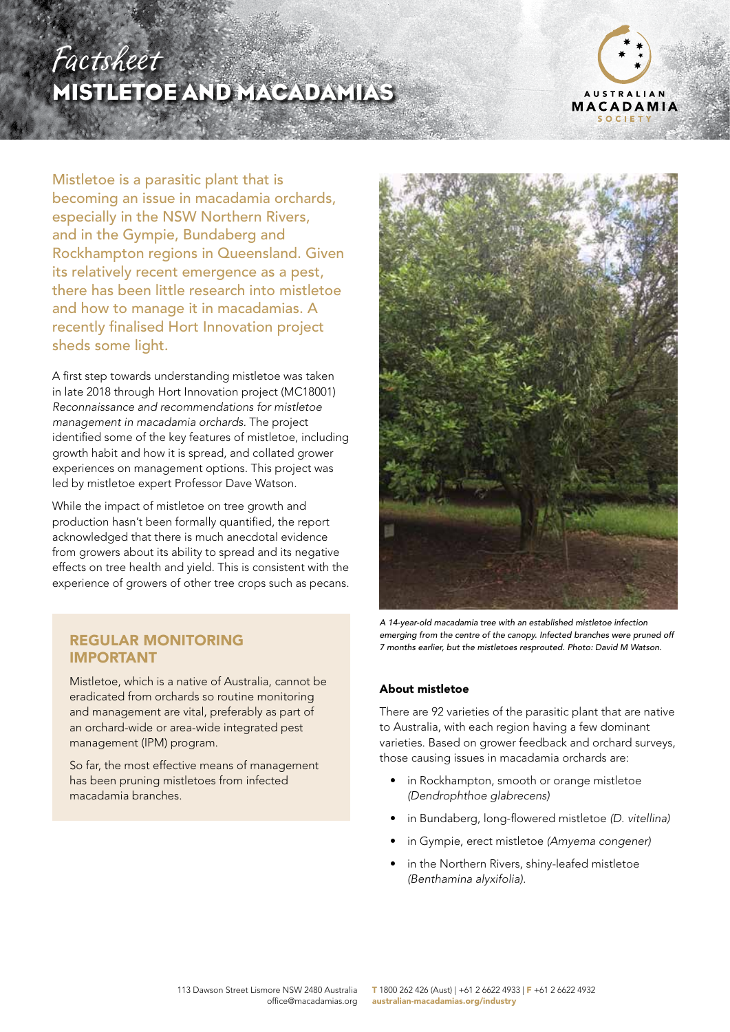*Factsheet*

# MISTLETOE AND MACADAMIAS

Mistletoe is a parasitic plant that is becoming an issue in macadamia orchards, especially in the NSW Northern Rivers, and in the Gympie, Bundaberg and Rockhampton regions in Queensland. Given its relatively recent emergence as a pest, there has been little research into mistletoe and how to manage it in macadamias. A recently finalised Hort Innovation project sheds some light.

A first step towards understanding mistletoe was taken in late 2018 through Hort Innovation project (MC18001) *Reconnaissance and recommendations for mistletoe management in macadamia orchards*. The project identified some of the key features of mistletoe, including growth habit and how it is spread, and collated grower experiences on management options. This project was led by mistletoe expert Professor Dave Watson.

While the impact of mistletoe on tree growth and production hasn't been formally quantified, the report acknowledged that there is much anecdotal evidence from growers about its ability to spread and its negative effects on tree health and yield. This is consistent with the experience of growers of other tree crops such as pecans.

## REGULAR MONITORING IMPORTANT

Mistletoe, which is a native of Australia, cannot be eradicated from orchards so routine monitoring and management are vital, preferably as part of an orchard-wide or area-wide integrated pest management (IPM) program.

So far, the most effective means of management has been pruning mistletoes from infected macadamia branches.

*A 14-year-old macadamia tree with an established mistletoe infection emerging from the centre of the canopy. Infected branches were pruned off 7 months earlier, but the mistletoes resprouted. Photo: David M Watson.*

### About mistletoe

There are 92 varieties of the parasitic plant that are native to Australia, with each region having a few dominant varieties. Based on grower feedback and orchard surveys, those causing issues in macadamia orchards are:

- in Rockhampton, smooth or orange mistletoe *(Dendrophthoe glabrecens)*
- in Bundaberg, long-flowered mistletoe *(D. vitellina)*
- in Gympie, erect mistletoe *(Amyema congener)*
- in the Northern Rivers, shiny-leafed mistletoe *(Benthamina alyxifolia).*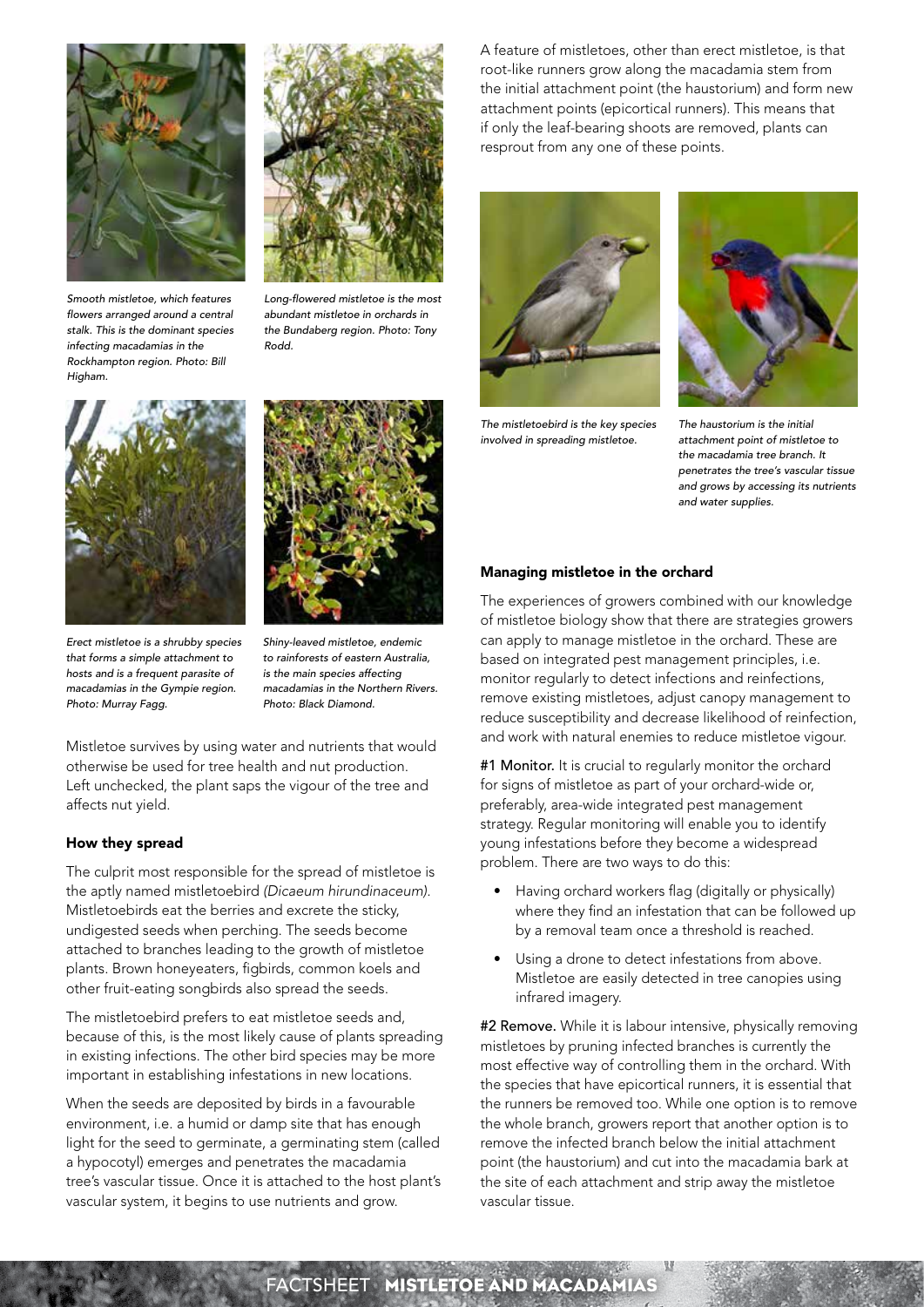Smooth mistletoe, which features flowers arranged around a central stalk. This is the dominant species infecting macadamias in the Rockhampton region. Photo: Bill Higham.

Long-flowered mistletoe is the most abundant mistletoe in orchards in the Bundaberg region. Photo: Tony Rodd.

Erect mistletoe is a shrubby species that forms a simple attachment to hosts and is a frequent parasite of macadamias in the Gympie region. Photo: Murray Fagg.

Shiny-leaved mistletoe, endemic to rainforests of eastern Australia, is the main species affecting macadamias in the Northern Rivers. Photo: Black Diamond.

Mistletoe survives by using water and nutrients that would otherwise be used for tree health and nut production. Left unchecked, the plant saps the vigour of the tree and affects nut yield.

### How they spread

The culprit most responsible for the spread of mistletoe is the aptly named mistletoebird *(Dicaeum hirundinaceum).* Mistletoebirds eat the berries and excrete the sticky, undigested seeds when perching. The seeds become attached to branches leading to the growth of mistletoe plants. Brown honeyeaters, figbirds, common koels and other fruit-eating songbirds also spread the seeds.

The mistletoebird prefers to eat mistletoe seeds and, because of this, is the most likely cause of plants spreading in existing infections. The other bird species may be more important in establishing infestations in new locations.

When the seeds are deposited by birds in a favourable environment, i.e. a humid or damp site that has enough light for the seed to germinate, a germinating stem (called a hypocotyl) emerges and penetrates the macadamia tree's vascular tissue. Once it is attached to the host plant's vascular system, it begins to use nutrients and grow.

A feature of mistletoes, other than erect mistletoe, is that root-like runners grow along the macadamia stem from the initial attachment point (the haustorium) and form new attachment points (epicortical runners). This means that if only the leaf-bearing shoots are removed, plants can resprout from any one of these points.

The mistletoebird is the key species involved in spreading mistletoe.

The haustorium is the initial attachment point of mistletoe to the macadamia tree branch. It penetrates the tree's vascular tissue and grows by accessing its nutrients and water supplies.

### Managing mistletoe in the orchard

The experiences of growers combined with our knowledge of mistletoe biology show that there are strategies growers can apply to manage mistletoe in the orchard. These are based on integrated pest management principles, i.e. monitor regularly to detect infections and reinfections, remove existing mistletoes, adjust canopy management to reduce susceptibility and decrease likelihood of reinfection, and work with natural enemies to reduce mistletoe vigour.

**#1 Monitor.** It is crucial to regularly monitor the orchard for signs of mistletoe as part of your orchard-wide or, preferably, area-wide integrated pest management strategy. Regular monitoring will enable you to identify young infestations before they become a widespread problem. There are two ways to do this:

- Having orchard workers flag (digitally or physically) where they find an infestation that can be followed up by a removal team once a threshold is reached.
- Using a drone to detect infestations from above. Mistletoe are easily detected in tree canopies using infrared imagery.

**#2 Remove.** While it is labour intensive, physically removing mistletoes by pruning infected branches is currently the most effective way of controlling them in the orchard. With the species that have epicortical runners, it is essential that the runners be removed too. While one option is to remove the whole branch, growers report that another option is to remove the infected branch below the initial attachment point (the haustorium) and cut into the macadamia bark at the site of each attachment and strip away the mistletoe vascular tissue.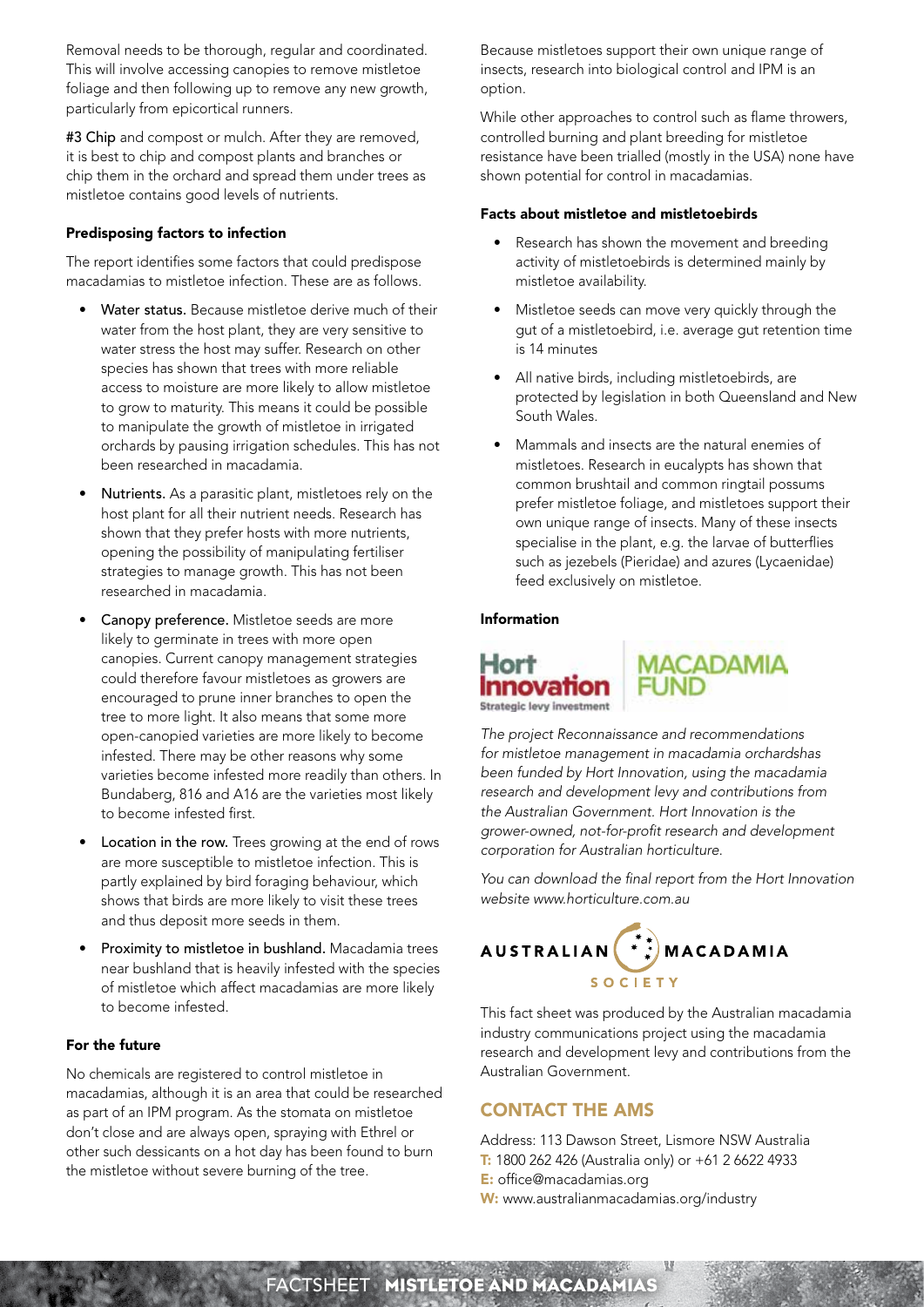Removal needs to be thorough, regular and coordinated. This will involve accessing canopies to remove mistletoe foliage and then following up to remove any new growth, particularly from epicortical runners.

#3 Chip and compost or mulch. After they are removed, it is best to chip and compost plants and branches or chip them in the orchard and spread them under trees as mistletoe contains good levels of nutrients.

#### Predisposing factors to infection

The report identifies some factors that could predispose macadamias to mistletoe infection. These are as follows.

- Water status. Because mistletoe derive much of their water from the host plant, they are very sensitive to water stress the host may suffer. Research on other species has shown that trees with more reliable access to moisture are more likely to allow mistletoe to grow to maturity. This means it could be possible to manipulate the growth of mistletoe in irrigated orchards by pausing irrigation schedules. This has not been researched in macadamia.
- Nutrients. As a parasitic plant, mistletoes rely on the host plant for all their nutrient needs. Research has shown that they prefer hosts with more nutrients, opening the possibility of manipulating fertiliser strategies to manage growth. This has not been researched in macadamia.
- Canopy preference. Mistletoe seeds are more likely to germinate in trees with more open canopies. Current canopy management strategies could therefore favour mistletoes as growers are encouraged to prune inner branches to open the tree to more light. It also means that some more open-canopied varieties are more likely to become infested. There may be other reasons why some varieties become infested more readily than others. In Bundaberg, 816 and A16 are the varieties most likely to become infested first.
- Location in the row. Trees growing at the end of rows are more susceptible to mistletoe infection. This is partly explained by bird foraging behaviour, which shows that birds are more likely to visit these trees and thus deposit more seeds in them.
- Proximity to mistletoe in bushland. Macadamia trees near bushland that is heavily infested with the species of mistletoe which affect macadamias are more likely to become infested.

#### For the future

No chemicals are registered to control mistletoe in macadamias, although it is an area that could be researched as part of an IPM program. As the stomata on mistletoe don't close and are always open, spraying with Ethrel or other such dessicants on a hot day has been found to burn the mistletoe without severe burning of the tree.

Because mistletoes support their own unique range of insects, research into biological control and IPM is an option.

While other approaches to control such as flame throwers, controlled burning and plant breeding for mistletoe resistance have been trialled (mostly in the USA) none have shown potential for control in macadamias.

#### Facts about mistletoe and mistletoebirds

- Research has shown the movement and breeding activity of mistletoebirds is determined mainly by mistletoe availability.
- Mistletoe seeds can move very quickly through the gut of a mistletoebird, i.e. average gut retention time is 14 minutes
- All native birds, including mistletoebirds, are protected by legislation in both Queensland and New South Wales.
- Mammals and insects are the natural enemies of mistletoes. Research in eucalypts has shown that common brushtail and common ringtail possums prefer mistletoe foliage, and mistletoes support their own unique range of insects. Many of these insects specialise in the plant, e.g. the larvae of butterflies such as jezebels (Pieridae) and azures (Lycaenidae) feed exclusively on mistletoe.

#### Information

Hort Innovation
Strategic levy investment

MACADAMIA FUND

*The project Reconnaissance and recommendations for mistletoe management in macadamia orchardshas been funded by Hort Innovation, using the macadamia research and development levy and contributions from the Australian Government. Hort Innovation is the grower-owned, not-for-profit research and development corporation for Australian horticulture.*

*You can download the final report from the Hort Innovation website www.horticulture.com.au*

AUSTRALIAN MACADAMIA SOCIETY

This fact sheet was produced by the Australian macadamia industry communications project using the macadamia research and development levy and contributions from the Australian Government.

## CONTACT THE AMS

Address: 113 Dawson Street, Lismore NSW Australia
T: 1800 262 426 (Australia only) or +61 2 6622 4933
E: office@macadamias.org
W: www.australianmacadamias.org/industry